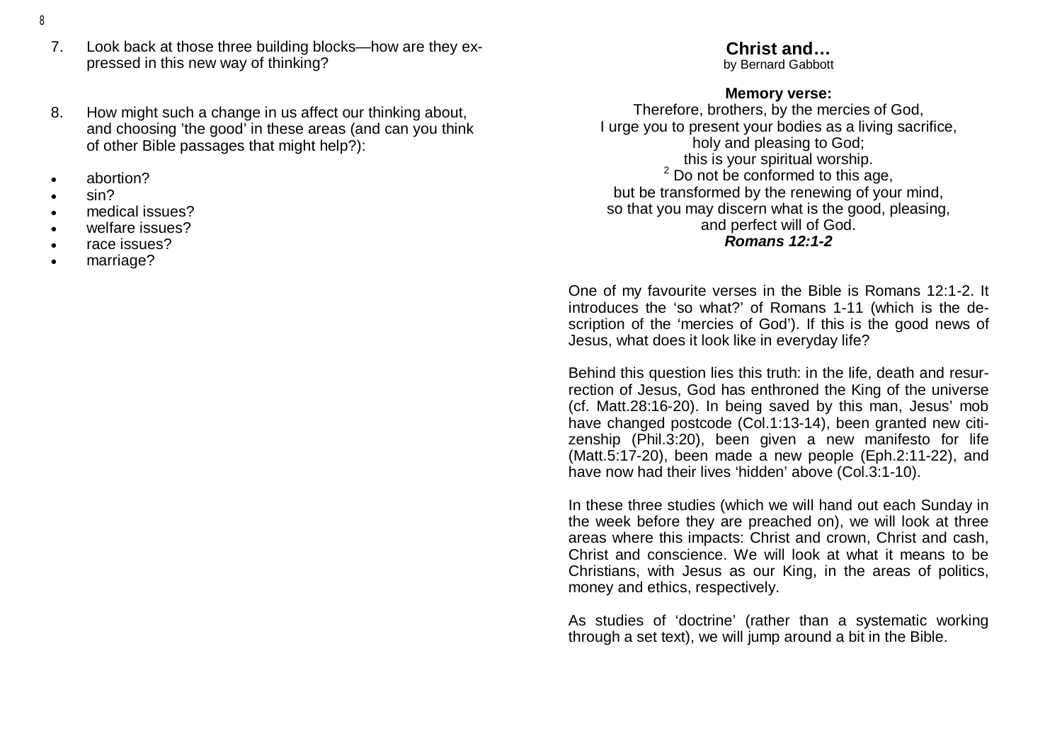7. Look back at those three building blocks—how are they expressed in this new way of thinking?

8. How might such a change in us affect our thinking about, and choosing 'the good' in these areas (and can you think of other Bible passages that might help?):

- abortion?
- sin?
- medical issues?
- welfare issues?
- race issues?
- marriage?

# Christ and…

by Bernard Gabbott

**Memory verse:**

Therefore, brothers, by the mercies of God,
I urge you to present your bodies as a living sacrifice,
holy and pleasing to God;
this is your spiritual worship.
[2] Do not be conformed to this age,
but be transformed by the renewing of your mind,
so that you may discern what is the good, pleasing,
and perfect will of God.
***Romans 12:1-2***

One of my favourite verses in the Bible is Romans 12:1-2. It introduces the 'so what?' of Romans 1-11 (which is the description of the 'mercies of God'). If this is the good news of Jesus, what does it look like in everyday life?

Behind this question lies this truth: in the life, death and resurrection of Jesus, God has enthroned the King of the universe (cf. Matt.28:16-20). In being saved by this man, Jesus' mob have changed postcode (Col.1:13-14), been granted new citizenship (Phil.3:20), been given a new manifesto for life (Matt.5:17-20), been made a new people (Eph.2:11-22), and have now had their lives 'hidden' above (Col.3:1-10).

In these three studies (which we will hand out each Sunday in the week before they are preached on), we will look at three areas where this impacts: Christ and crown, Christ and cash, Christ and conscience. We will look at what it means to be Christians, with Jesus as our King, in the areas of politics, money and ethics, respectively.

As studies of 'doctrine' (rather than a systematic working through a set text), we will jump around a bit in the Bible.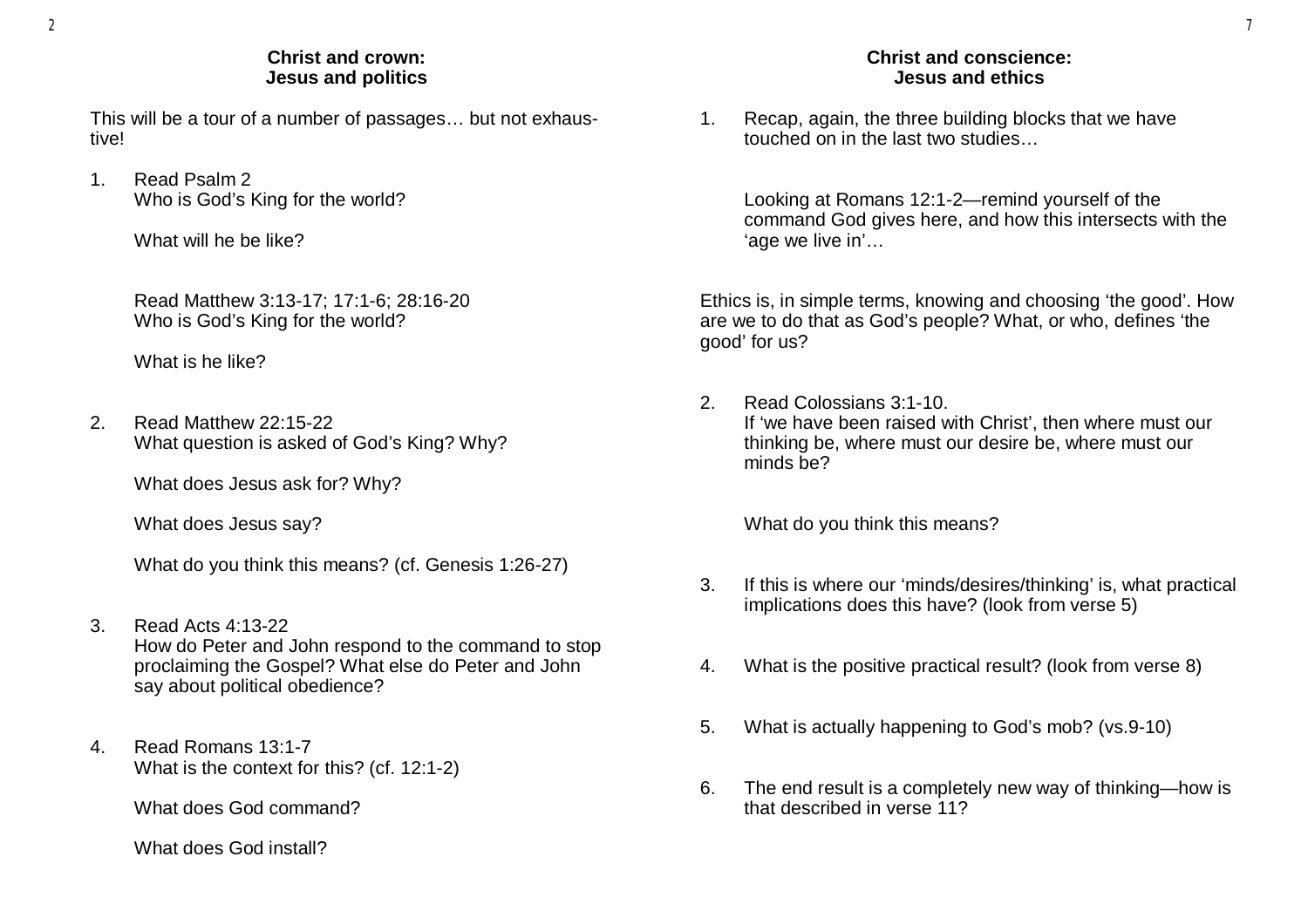## Christ and crown:
## Jesus and politics

This will be a tour of a number of passages… but not exhaustive!

1. Read Psalm 2
   Who is God's King for the world?

   What will he be like?

   Read Matthew 3:13-17; 17:1-6; 28:16-20
   Who is God's King for the world?

   What is he like?

2. Read Matthew 22:15-22
   What question is asked of God's King? Why?

   What does Jesus ask for? Why?

   What does Jesus say?

   What do you think this means? (cf. Genesis 1:26-27)

3. Read Acts 4:13-22
   How do Peter and John respond to the command to stop proclaiming the Gospel? What else do Peter and John say about political obedience?

4. Read Romans 13:1-7
   What is the context for this? (cf. 12:1-2)

   What does God command?

   What does God install?

## Christ and conscience:
## Jesus and ethics

1. Recap, again, the three building blocks that we have touched on in the last two studies…

   Looking at Romans 12:1-2—remind yourself of the command God gives here, and how this intersects with the 'age we live in'…

Ethics is, in simple terms, knowing and choosing 'the good'. How are we to do that as God's people? What, or who, defines 'the good' for us?

2. Read Colossians 3:1-10.
   If 'we have been raised with Christ', then where must our thinking be, where must our desire be, where must our minds be?

   What do you think this means?

3. If this is where our 'minds/desires/thinking' is, what practical implications does this have? (look from verse 5)

4. What is the positive practical result? (look from verse 8)

5. What is actually happening to God's mob? (vs.9-10)

6. The end result is a completely new way of thinking—how is that described in verse 11?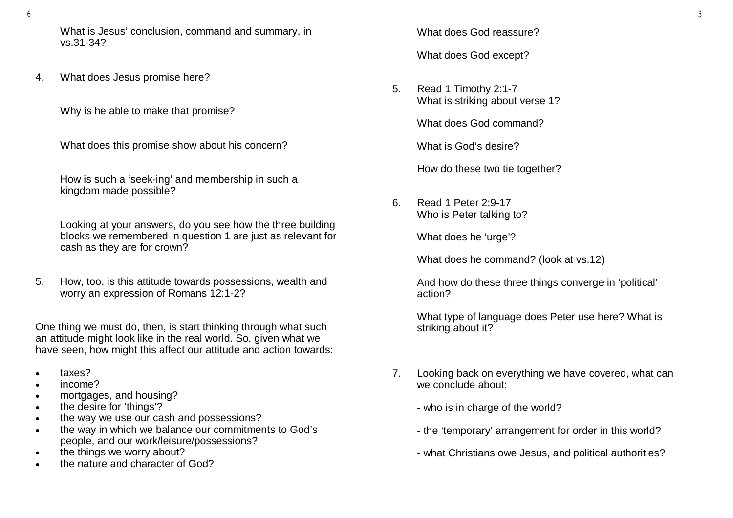What is Jesus' conclusion, command and summary, in vs.31-34?

4. What does Jesus promise here?

   Why is he able to make that promise?

   What does this promise show about his concern?

   How is such a 'seek-ing' and membership in such a kingdom made possible?

   Looking at your answers, do you see how the three building blocks we remembered in question 1 are just as relevant for cash as they are for crown?

5. How, too, is this attitude towards possessions, wealth and worry an expression of Romans 12:1-2?

One thing we must do, then, is start thinking through what such an attitude might look like in the real world. So, given what we have seen, how might this affect our attitude and action towards:

- taxes?
- income?
- mortgages, and housing?
- the desire for 'things'?
- the way we use our cash and possessions?
- the way in which we balance our commitments to God's people, and our work/leisure/possessions?
- the things we worry about?
- the nature and character of God?

What does God reassure?

What does God except?

5. Read 1 Timothy 2:1-7
   What is striking about verse 1?

   What does God command?

   What is God's desire?

   How do these two tie together?

6. Read 1 Peter 2:9-17
   Who is Peter talking to?

   What does he 'urge'?

   What does he command? (look at vs.12)

   And how do these three things converge in 'political' action?

   What type of language does Peter use here? What is striking about it?

7. Looking back on everything we have covered, what can we conclude about:

   - who is in charge of the world?

   - the 'temporary' arrangement for order in this world?

   - what Christians owe Jesus, and political authorities?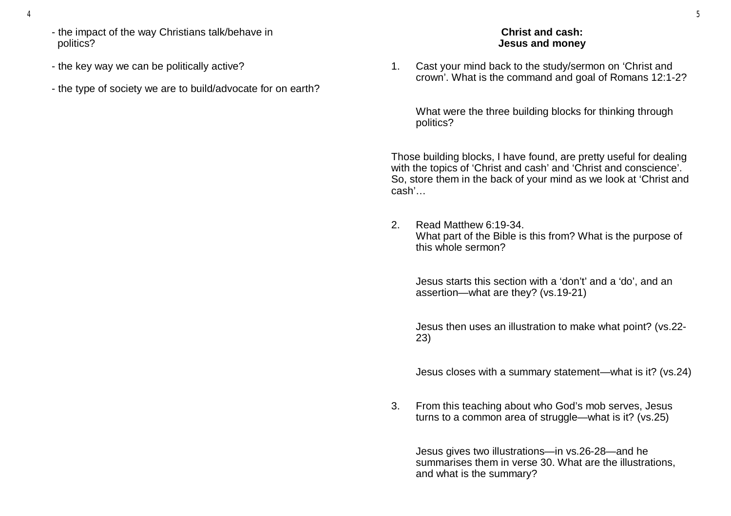- the impact of the way Christians talk/behave in politics?

- the key way we can be politically active?

- the type of society we are to build/advocate for on earth?

**Christ and cash:**
**Jesus and money**

1. Cast your mind back to the study/sermon on 'Christ and crown'. What is the command and goal of Romans 12:1-2?

   What were the three building blocks for thinking through politics?

Those building blocks, I have found, are pretty useful for dealing with the topics of 'Christ and cash' and 'Christ and conscience'. So, store them in the back of your mind as we look at 'Christ and cash'…

2. Read Matthew 6:19-34.
   What part of the Bible is this from? What is the purpose of this whole sermon?

   Jesus starts this section with a 'don't' and a 'do', and an assertion—what are they? (vs.19-21)

   Jesus then uses an illustration to make what point? (vs.22-23)

   Jesus closes with a summary statement—what is it? (vs.24)

3. From this teaching about who God's mob serves, Jesus turns to a common area of struggle—what is it? (vs.25)

   Jesus gives two illustrations—in vs.26-28—and he summarises them in verse 30. What are the illustrations, and what is the summary?